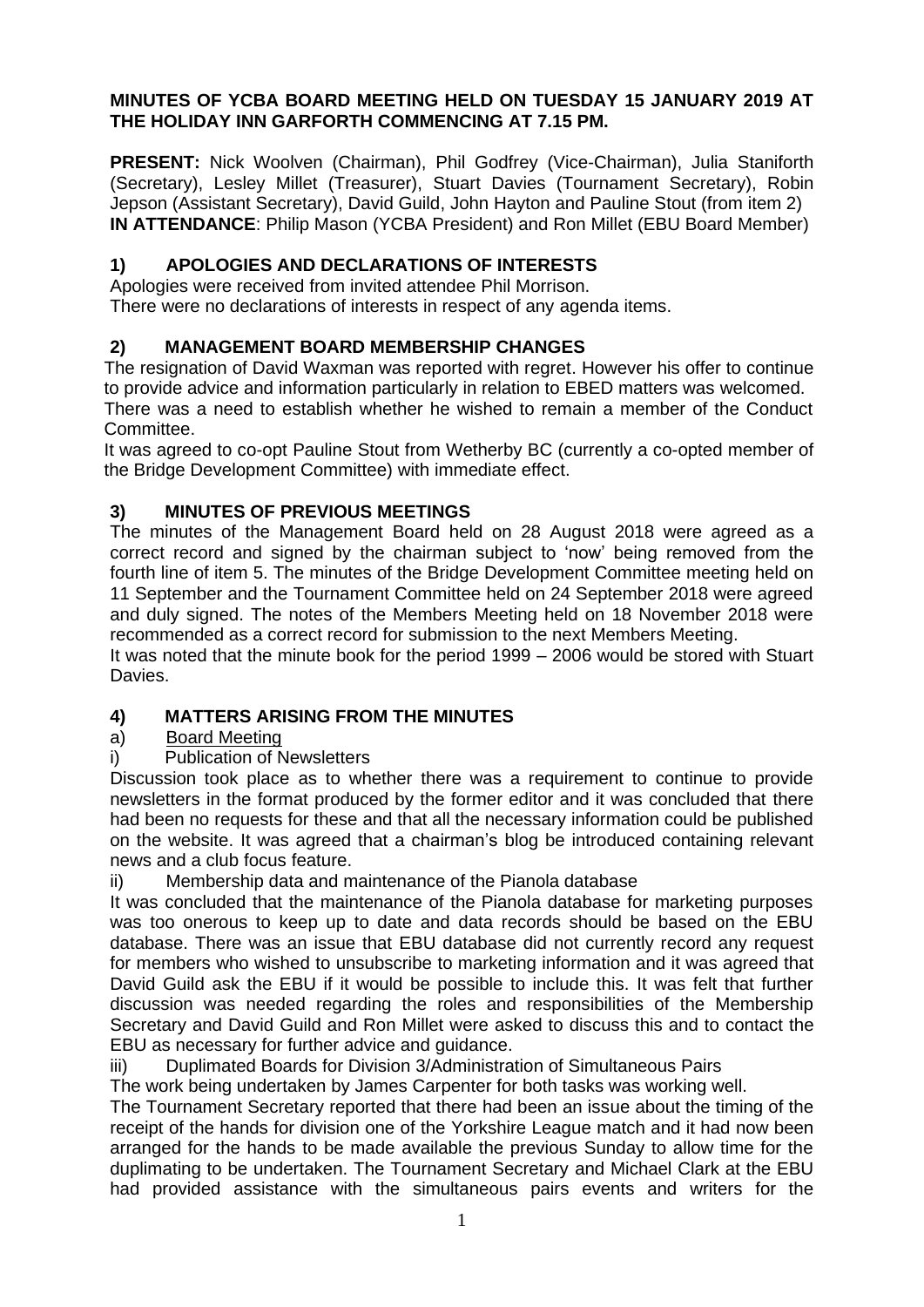**MINUTES OF YCBA BOARD MEETING HELD ON TUESDAY 15 JANUARY 2019 AT THE HOLIDAY INN GARFORTH COMMENCING AT 7.15 PM.**

**PRESENT:** Nick Woolven (Chairman), Phil Godfrey (Vice-Chairman), Julia Staniforth (Secretary), Lesley Millet (Treasurer), Stuart Davies (Tournament Secretary), Robin Jepson (Assistant Secretary), David Guild, John Hayton and Pauline Stout (from item 2)
**IN ATTENDANCE**: Philip Mason (YCBA President) and Ron Millet (EBU Board Member)

## 1) APOLOGIES AND DECLARATIONS OF INTERESTS

Apologies were received from invited attendee Phil Morrison.
There were no declarations of interests in respect of any agenda items.

## 2) MANAGEMENT BOARD MEMBERSHIP CHANGES

The resignation of David Waxman was reported with regret. However his offer to continue to provide advice and information particularly in relation to EBED matters was welcomed. There was a need to establish whether he wished to remain a member of the Conduct Committee.

It was agreed to co-opt Pauline Stout from Wetherby BC (currently a co-opted member of the Bridge Development Committee) with immediate effect.

## 3) MINUTES OF PREVIOUS MEETINGS

The minutes of the Management Board held on 28 August 2018 were agreed as a correct record and signed by the chairman subject to 'now' being removed from the fourth line of item 5. The minutes of the Bridge Development Committee meeting held on 11 September and the Tournament Committee held on 24 September 2018 were agreed and duly signed. The notes of the Members Meeting held on 18 November 2018 were recommended as a correct record for submission to the next Members Meeting.

It was noted that the minute book for the period 1999 – 2006 would be stored with Stuart Davies.

## 4) MATTERS ARISING FROM THE MINUTES

a) Board Meeting

i) Publication of Newsletters

Discussion took place as to whether there was a requirement to continue to provide newsletters in the format produced by the former editor and it was concluded that there had been no requests for these and that all the necessary information could be published on the website. It was agreed that a chairman's blog be introduced containing relevant news and a club focus feature.

ii) Membership data and maintenance of the Pianola database

It was concluded that the maintenance of the Pianola database for marketing purposes was too onerous to keep up to date and data records should be based on the EBU database. There was an issue that EBU database did not currently record any request for members who wished to unsubscribe to marketing information and it was agreed that David Guild ask the EBU if it would be possible to include this. It was felt that further discussion was needed regarding the roles and responsibilities of the Membership Secretary and David Guild and Ron Millet were asked to discuss this and to contact the EBU as necessary for further advice and guidance.

iii) Duplimated Boards for Division 3/Administration of Simultaneous Pairs

The work being undertaken by James Carpenter for both tasks was working well.

The Tournament Secretary reported that there had been an issue about the timing of the receipt of the hands for division one of the Yorkshire League match and it had now been arranged for the hands to be made available the previous Sunday to allow time for the duplimating to be undertaken. The Tournament Secretary and Michael Clark at the EBU had provided assistance with the simultaneous pairs events and writers for the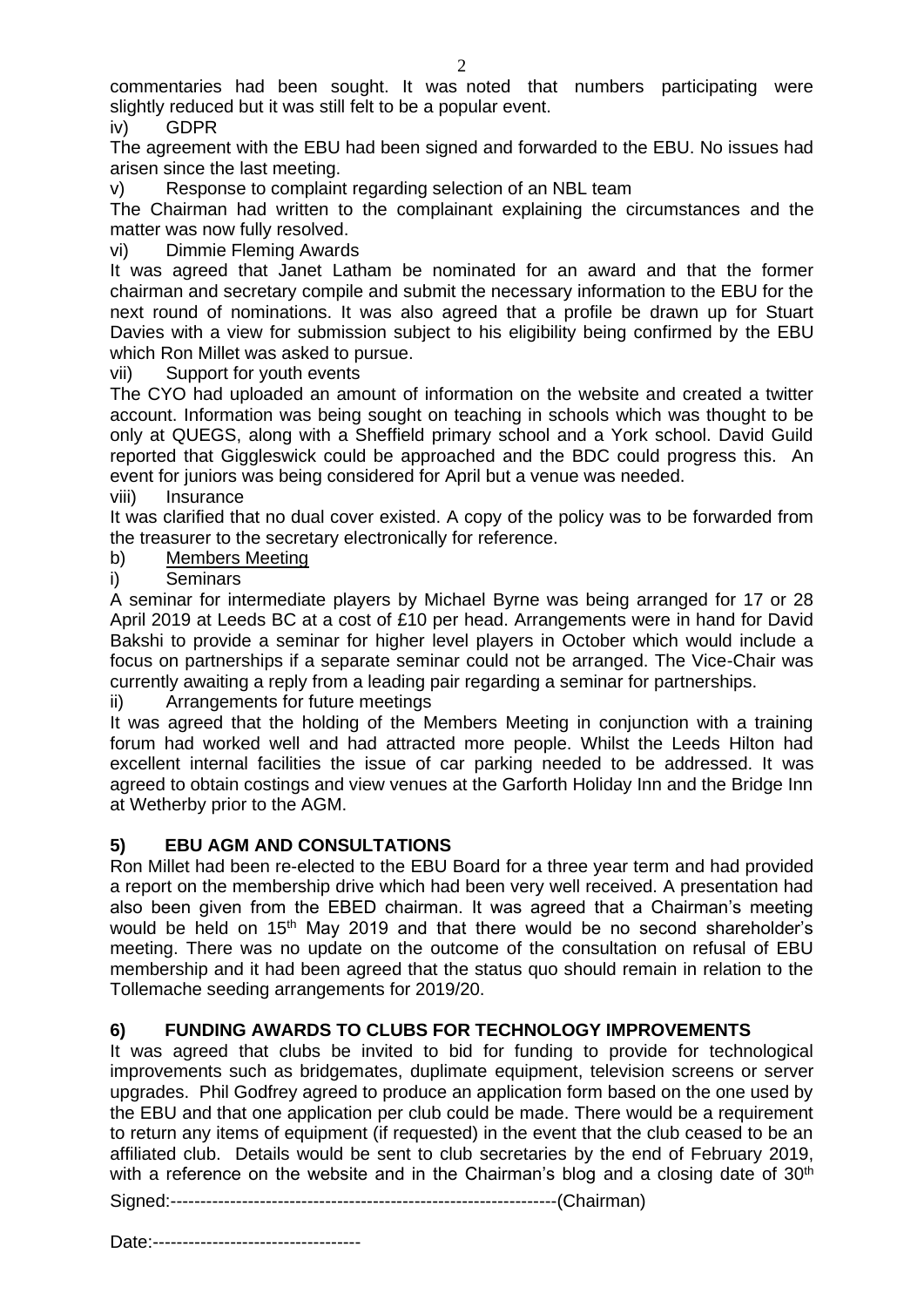commentaries had been sought. It was noted that numbers participating were slightly reduced but it was still felt to be a popular event.

iv) GDPR

The agreement with the EBU had been signed and forwarded to the EBU. No issues had arisen since the last meeting.

v) Response to complaint regarding selection of an NBL team

The Chairman had written to the complainant explaining the circumstances and the matter was now fully resolved.

vi) Dimmie Fleming Awards

It was agreed that Janet Latham be nominated for an award and that the former chairman and secretary compile and submit the necessary information to the EBU for the next round of nominations. It was also agreed that a profile be drawn up for Stuart Davies with a view for submission subject to his eligibility being confirmed by the EBU which Ron Millet was asked to pursue.

vii) Support for youth events

The CYO had uploaded an amount of information on the website and created a twitter account. Information was being sought on teaching in schools which was thought to be only at QUEGS, along with a Sheffield primary school and a York school. David Guild reported that Giggleswick could be approached and the BDC could progress this. An event for juniors was being considered for April but a venue was needed.

viii) Insurance

It was clarified that no dual cover existed. A copy of the policy was to be forwarded from the treasurer to the secretary electronically for reference.

b) <u>Members Meeting</u>

i) Seminars

A seminar for intermediate players by Michael Byrne was being arranged for 17 or 28 April 2019 at Leeds BC at a cost of £10 per head. Arrangements were in hand for David Bakshi to provide a seminar for higher level players in October which would include a focus on partnerships if a separate seminar could not be arranged. The Vice-Chair was currently awaiting a reply from a leading pair regarding a seminar for partnerships.

ii) Arrangements for future meetings

It was agreed that the holding of the Members Meeting in conjunction with a training forum had worked well and had attracted more people. Whilst the Leeds Hilton had excellent internal facilities the issue of car parking needed to be addressed. It was agreed to obtain costings and view venues at the Garforth Holiday Inn and the Bridge Inn at Wetherby prior to the AGM.

## 5) EBU AGM AND CONSULTATIONS

Ron Millet had been re-elected to the EBU Board for a three year term and had provided a report on the membership drive which had been very well received. A presentation had also been given from the EBED chairman. It was agreed that a Chairman's meeting would be held on 15th May 2019 and that there would be no second shareholder's meeting. There was no update on the outcome of the consultation on refusal of EBU membership and it had been agreed that the status quo should remain in relation to the Tollemache seeding arrangements for 2019/20.

## 6) FUNDING AWARDS TO CLUBS FOR TECHNOLOGY IMPROVEMENTS

It was agreed that clubs be invited to bid for funding to provide for technological improvements such as bridgemates, duplimate equipment, television screens or server upgrades. Phil Godfrey agreed to produce an application form based on the one used by the EBU and that one application per club could be made. There would be a requirement to return any items of equipment (if requested) in the event that the club ceased to be an affiliated club. Details would be sent to club secretaries by the end of February 2019, with a reference on the website and in the Chairman's blog and a closing date of 30th

Signed:-----------------------------------------------------------------(Chairman)

Date:-----------------------------------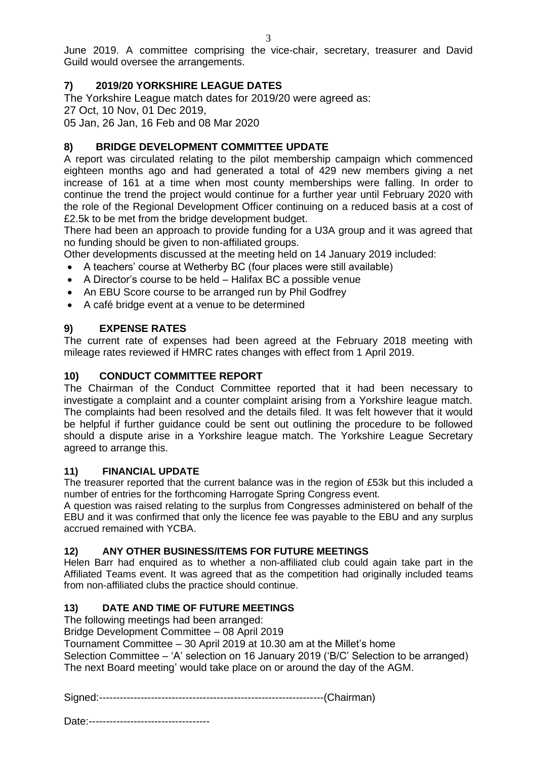June 2019. A committee comprising the vice-chair, secretary, treasurer and David Guild would oversee the arrangements.

## 7) 2019/20 YORKSHIRE LEAGUE DATES

The Yorkshire League match dates for 2019/20 were agreed as:
27 Oct, 10 Nov, 01 Dec 2019,
05 Jan, 26 Jan, 16 Feb and 08 Mar 2020

## 8) BRIDGE DEVELOPMENT COMMITTEE UPDATE

A report was circulated relating to the pilot membership campaign which commenced eighteen months ago and had generated a total of 429 new members giving a net increase of 161 at a time when most county memberships were falling. In order to continue the trend the project would continue for a further year until February 2020 with the role of the Regional Development Officer continuing on a reduced basis at a cost of £2.5k to be met from the bridge development budget.

There had been an approach to provide funding for a U3A group and it was agreed that no funding should be given to non-affiliated groups.

Other developments discussed at the meeting held on 14 January 2019 included:

- A teachers' course at Wetherby BC (four places were still available)
- A Director's course to be held – Halifax BC a possible venue
- An EBU Score course to be arranged run by Phil Godfrey
- A café bridge event at a venue to be determined

## 9) EXPENSE RATES

The current rate of expenses had been agreed at the February 2018 meeting with mileage rates reviewed if HMRC rates changes with effect from 1 April 2019.

## 10) CONDUCT COMMITTEE REPORT

The Chairman of the Conduct Committee reported that it had been necessary to investigate a complaint and a counter complaint arising from a Yorkshire league match. The complaints had been resolved and the details filed. It was felt however that it would be helpful if further guidance could be sent out outlining the procedure to be followed should a dispute arise in a Yorkshire league match. The Yorkshire League Secretary agreed to arrange this.

## 11) FINANCIAL UPDATE

The treasurer reported that the current balance was in the region of £53k but this included a number of entries for the forthcoming Harrogate Spring Congress event.

A question was raised relating to the surplus from Congresses administered on behalf of the EBU and it was confirmed that only the licence fee was payable to the EBU and any surplus accrued remained with YCBA.

## 12) ANY OTHER BUSINESS/ITEMS FOR FUTURE MEETINGS

Helen Barr had enquired as to whether a non-affiliated club could again take part in the Affiliated Teams event. It was agreed that as the competition had originally included teams from non-affiliated clubs the practice should continue.

## 13) DATE AND TIME OF FUTURE MEETINGS

The following meetings had been arranged:
Bridge Development Committee – 08 April 2019
Tournament Committee – 30 April 2019 at 10.30 am at the Millet's home
Selection Committee – 'A' selection on 16 January 2019 ('B/C' Selection to be arranged)
The next Board meeting' would take place on or around the day of the AGM.

Signed:----------------------------------------------------------------(Chairman)

Date:----------------------------------